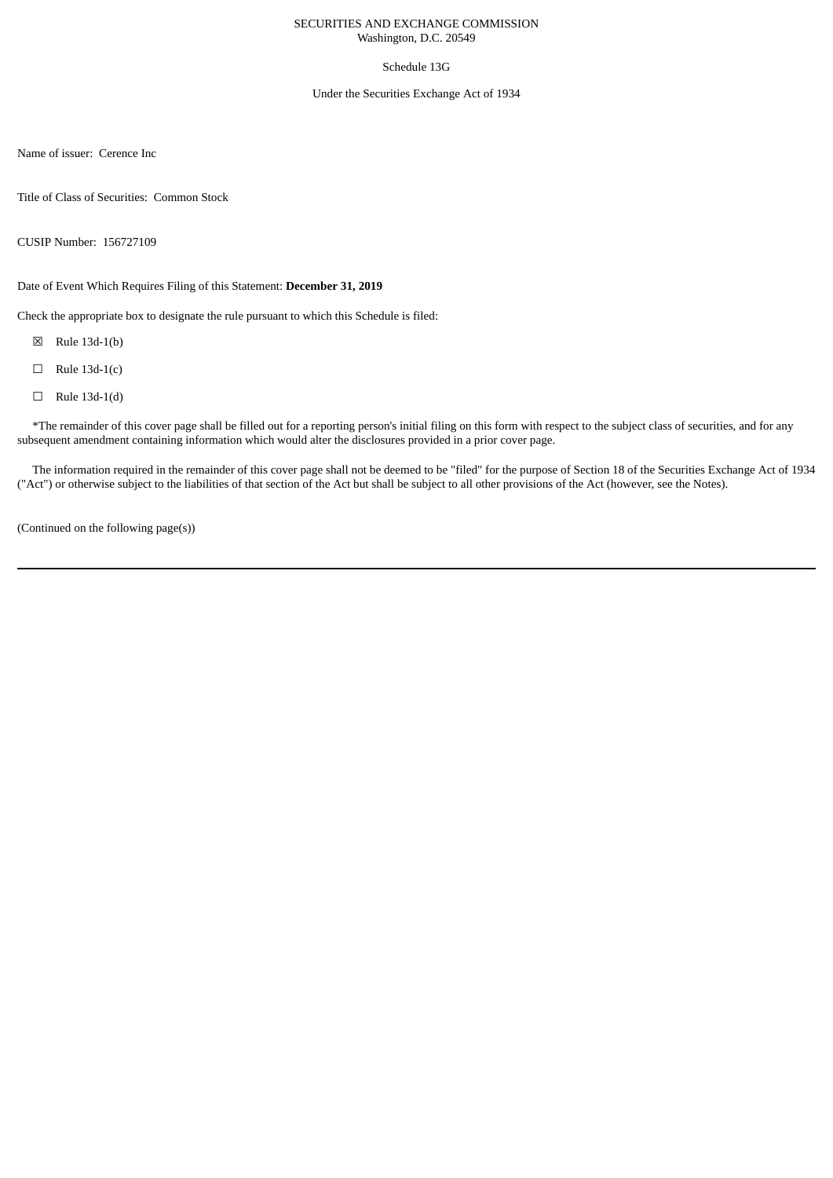SECURITIES AND EXCHANGE COMMISSION
Washington, D.C. 20549

Schedule 13G

Under the Securities Exchange Act of 1934

Name of issuer: Cerence Inc

Title of Class of Securities: Common Stock

CUSIP Number: 156727109

Date of Event Which Requires Filing of this Statement: **December 31, 2019**

Check the appropriate box to designate the rule pursuant to which this Schedule is filed:

☒ Rule 13d-1(b)

☐ Rule 13d-1(c)

☐ Rule 13d-1(d)

*The remainder of this cover page shall be filled out for a reporting person's initial filing on this form with respect to the subject class of securities, and for any subsequent amendment containing information which would alter the disclosures provided in a prior cover page.

The information required in the remainder of this cover page shall not be deemed to be "filed" for the purpose of Section 18 of the Securities Exchange Act of 1934 ("Act") or otherwise subject to the liabilities of that section of the Act but shall be subject to all other provisions of the Act (however, see the Notes).

(Continued on the following page(s))

---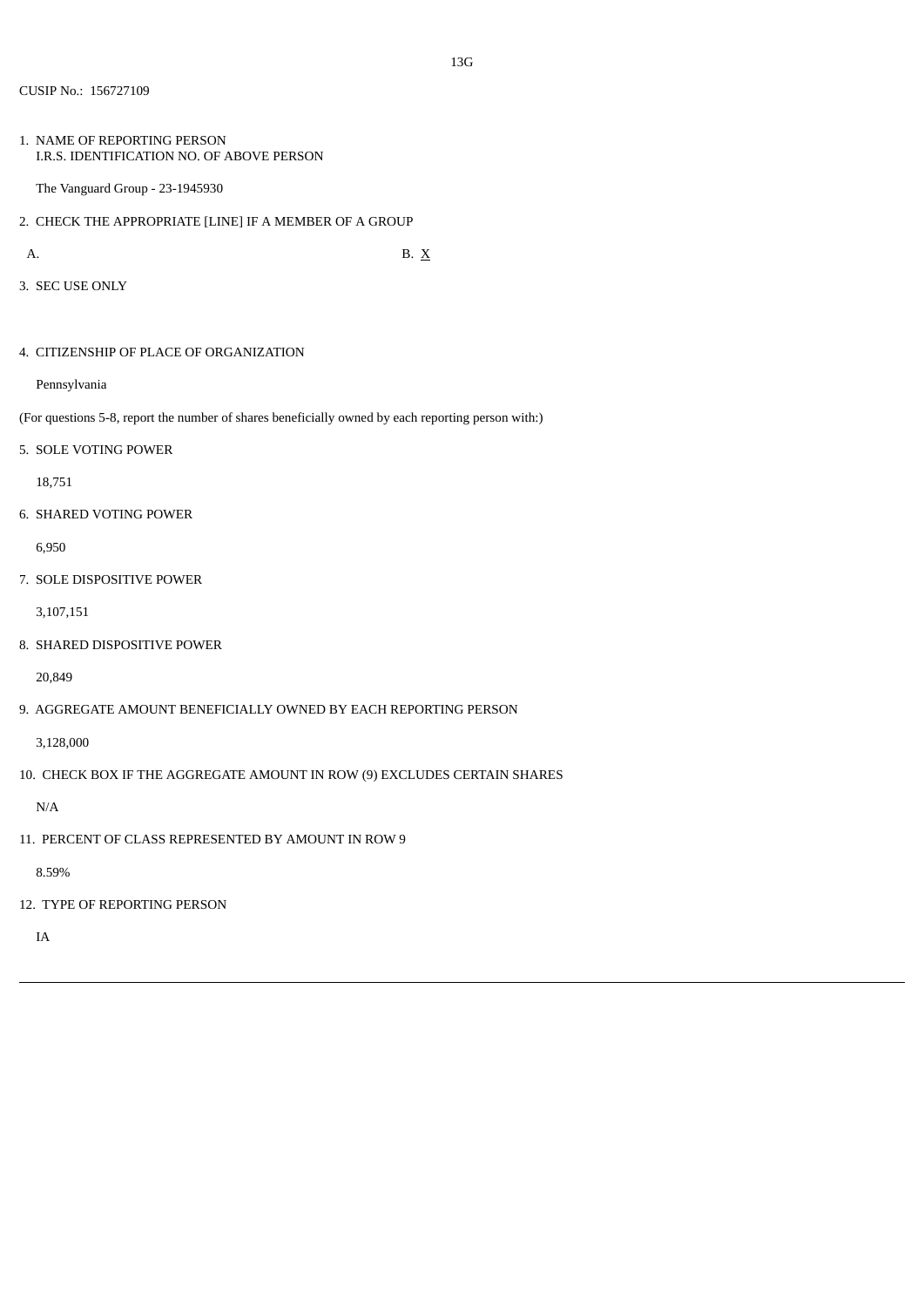13G

CUSIP No.: 156727109

1. NAME OF REPORTING PERSON
   I.R.S. IDENTIFICATION NO. OF ABOVE PERSON

   The Vanguard Group - 23-1945930

2. CHECK THE APPROPRIATE [LINE] IF A MEMBER OF A GROUP

   A. B. X

3. SEC USE ONLY

4. CITIZENSHIP OF PLACE OF ORGANIZATION

   Pennsylvania

(For questions 5-8, report the number of shares beneficially owned by each reporting person with:)

5. SOLE VOTING POWER

   18,751

6. SHARED VOTING POWER

   6,950

7. SOLE DISPOSITIVE POWER

   3,107,151

8. SHARED DISPOSITIVE POWER

   20,849

9. AGGREGATE AMOUNT BENEFICIALLY OWNED BY EACH REPORTING PERSON

   3,128,000

10. CHECK BOX IF THE AGGREGATE AMOUNT IN ROW (9) EXCLUDES CERTAIN SHARES

    N/A

11. PERCENT OF CLASS REPRESENTED BY AMOUNT IN ROW 9

    8.59%

12. TYPE OF REPORTING PERSON

    IA

---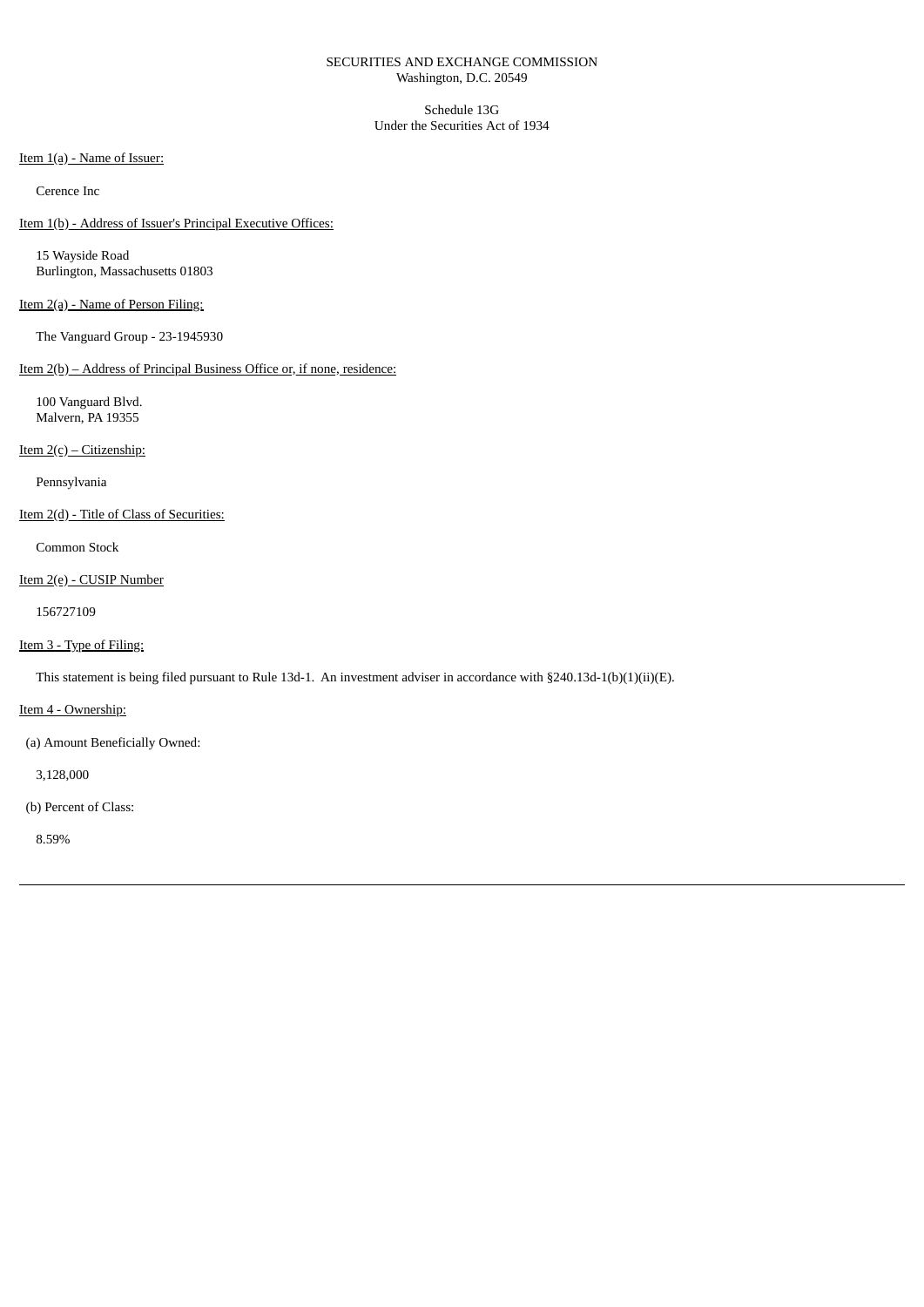SECURITIES AND EXCHANGE COMMISSION
Washington, D.C. 20549

Schedule 13G
Under the Securities Act of 1934

Item 1(a) - Name of Issuer:

Cerence Inc

Item 1(b) - Address of Issuer's Principal Executive Offices:

15 Wayside Road
Burlington, Massachusetts 01803

Item 2(a) - Name of Person Filing:

The Vanguard Group - 23-1945930

Item 2(b) – Address of Principal Business Office or, if none, residence:

100 Vanguard Blvd.
Malvern, PA 19355

Item 2(c) – Citizenship:

Pennsylvania

Item 2(d) - Title of Class of Securities:

Common Stock

Item 2(e) - CUSIP Number

156727109

Item 3 - Type of Filing:

This statement is being filed pursuant to Rule 13d-1. An investment adviser in accordance with §240.13d-1(b)(1)(ii)(E).

Item 4 - Ownership:

(a) Amount Beneficially Owned:

3,128,000

(b) Percent of Class:

8.59%

---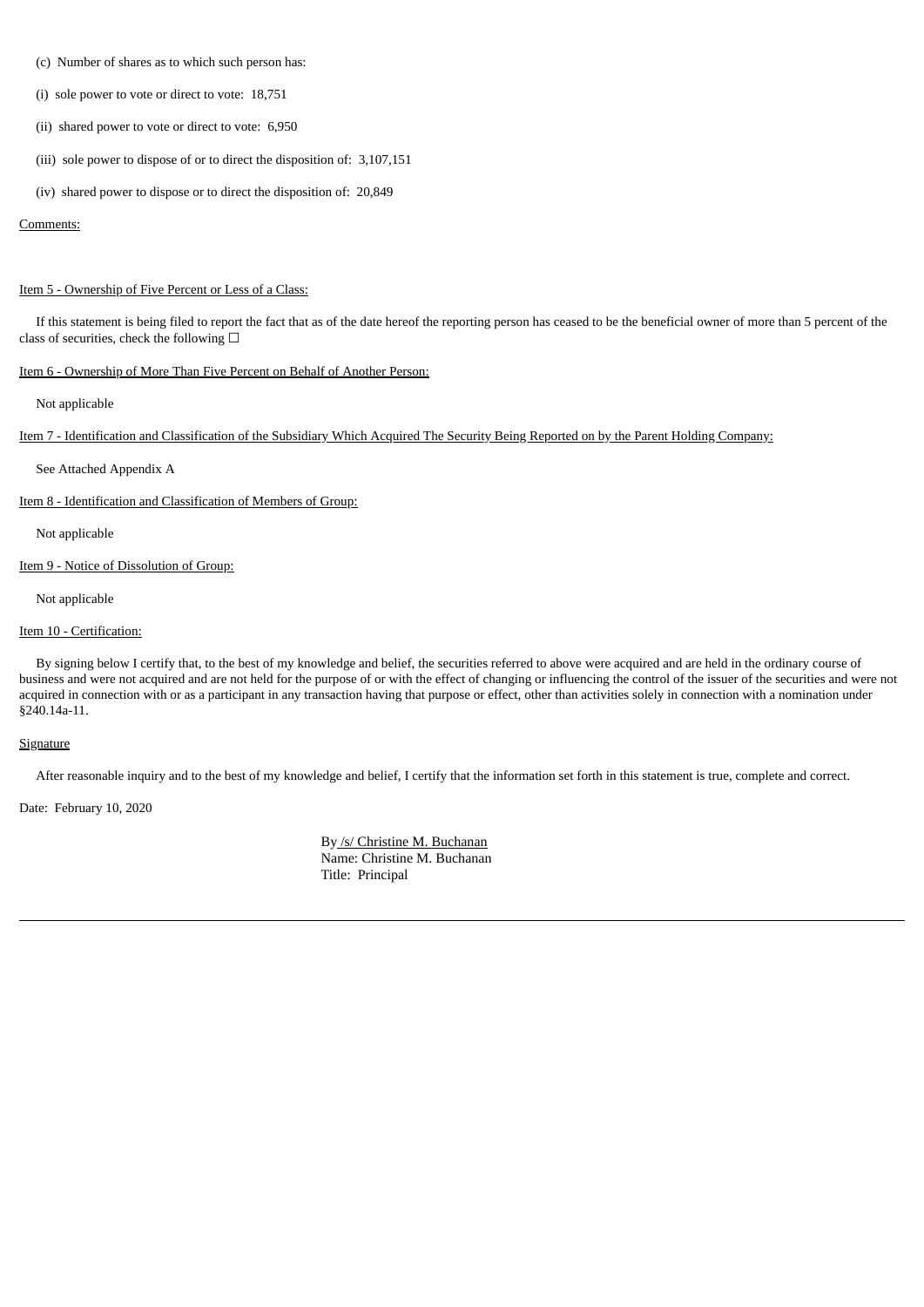(c) Number of shares as to which such person has:

(i) sole power to vote or direct to vote: 18,751

(ii) shared power to vote or direct to vote: 6,950

(iii) sole power to dispose of or to direct the disposition of: 3,107,151

(iv) shared power to dispose or to direct the disposition of: 20,849

Comments:

Item 5 - Ownership of Five Percent or Less of a Class:

If this statement is being filed to report the fact that as of the date hereof the reporting person has ceased to be the beneficial owner of more than 5 percent of the class of securities, check the following ☐

Item 6 - Ownership of More Than Five Percent on Behalf of Another Person:

Not applicable

Item 7 - Identification and Classification of the Subsidiary Which Acquired The Security Being Reported on by the Parent Holding Company:

See Attached Appendix A

Item 8 - Identification and Classification of Members of Group:

Not applicable

Item 9 - Notice of Dissolution of Group:

Not applicable

Item 10 - Certification:

By signing below I certify that, to the best of my knowledge and belief, the securities referred to above were acquired and are held in the ordinary course of business and were not acquired and are not held for the purpose of or with the effect of changing or influencing the control of the issuer of the securities and were not acquired in connection with or as a participant in any transaction having that purpose or effect, other than activities solely in connection with a nomination under §240.14a-11.

Signature

After reasonable inquiry and to the best of my knowledge and belief, I certify that the information set forth in this statement is true, complete and correct.

Date: February 10, 2020

By /s/ Christine M. Buchanan
Name: Christine M. Buchanan
Title: Principal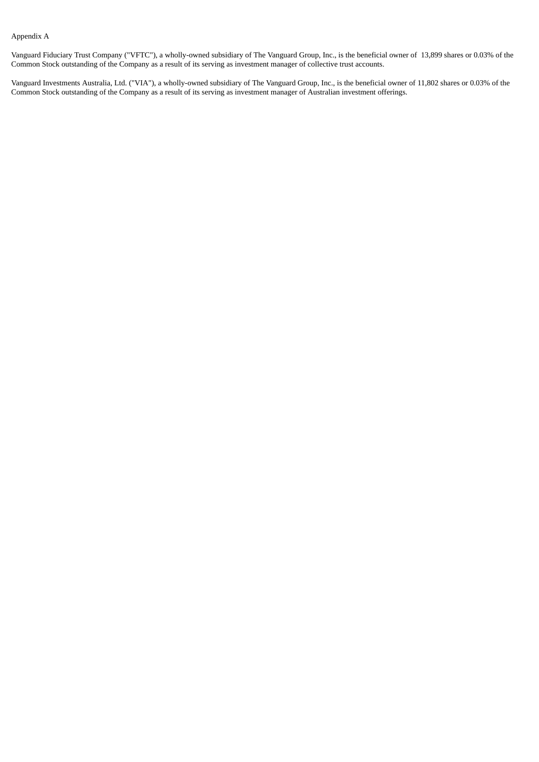Appendix A

Vanguard Fiduciary Trust Company ("VFTC"), a wholly-owned subsidiary of The Vanguard Group, Inc., is the beneficial owner of 13,899 shares or 0.03% of the Common Stock outstanding of the Company as a result of its serving as investment manager of collective trust accounts.

Vanguard Investments Australia, Ltd. ("VIA"), a wholly-owned subsidiary of The Vanguard Group, Inc., is the beneficial owner of 11,802 shares or 0.03% of the Common Stock outstanding of the Company as a result of its serving as investment manager of Australian investment offerings.